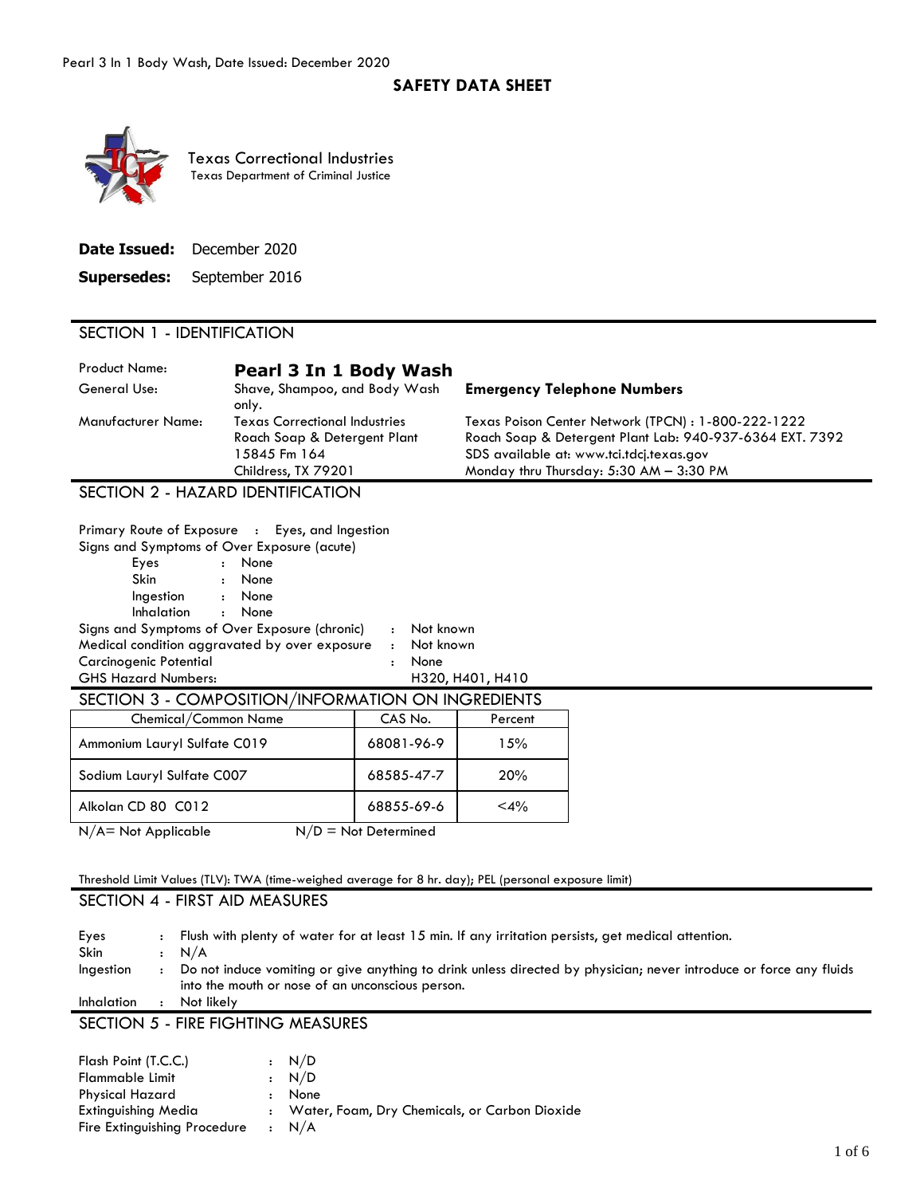# SAFETY DATA SHEET

Texas Correctional Industries
Texas Department of Criminal Justice

**Date Issued:** December 2020

**Supersedes:** September 2016

## SECTION 1 - IDENTIFICATION

| | | |
|---|---|---|
| Product Name: | **Pearl 3 In 1 Body Wash** | |
| General Use: | Shave, Shampoo, and Body Wash only. | **Emergency Telephone Numbers** |
| Manufacturer Name: | Texas Correctional Industries<br>Roach Soap & Detergent Plant<br>15845 Fm 164<br>Childress, TX 79201 | Texas Poison Center Network (TPCN) : 1-800-222-1222<br>Roach Soap & Detergent Plant Lab: 940-937-6364 EXT. 7392<br>SDS available at: www.tci.tdcj.texas.gov<br>Monday thru Thursday: 5:30 AM – 3:30 PM |

## SECTION 2 - HAZARD IDENTIFICATION

Primary Route of Exposure : Eyes, and Ingestion

Signs and Symptoms of Over Exposure (acute)

- Eyes : None
- Skin : None
- Ingestion : None
- Inhalation : None

Signs and Symptoms of Over Exposure (chronic) : Not known

Medical condition aggravated by over exposure : Not known

Carcinogenic Potential : None

GHS Hazard Numbers: H320, H401, H410

## SECTION 3 - COMPOSITION/INFORMATION ON INGREDIENTS

| Chemical/Common Name | CAS No. | Percent |
|---|---|---|
| Ammonium Lauryl Sulfate C019 | 68081-96-9 | 15% |
| Sodium Lauryl Sulfate C007 | 68585-47-7 | 20% |
| Alkolan CD 80 C012 | 68855-69-6 | <4% |

N/A= Not Applicable N/D = Not Determined

Threshold Limit Values (TLV): TWA (time-weighed average for 8 hr. day); PEL (personal exposure limit)

## SECTION 4 - FIRST AID MEASURES

- Eyes : Flush with plenty of water for at least 15 min. If any irritation persists, get medical attention.
- Skin : N/A
- Ingestion : Do not induce vomiting or give anything to drink unless directed by physician; never introduce or force any fluids into the mouth or nose of an unconscious person.
- Inhalation : Not likely

## SECTION 5 - FIRE FIGHTING MEASURES

- Flash Point (T.C.C.) : N/D
- Flammable Limit : N/D
- Physical Hazard : None
- Extinguishing Media : Water, Foam, Dry Chemicals, or Carbon Dioxide
- Fire Extinguishing Procedure : N/A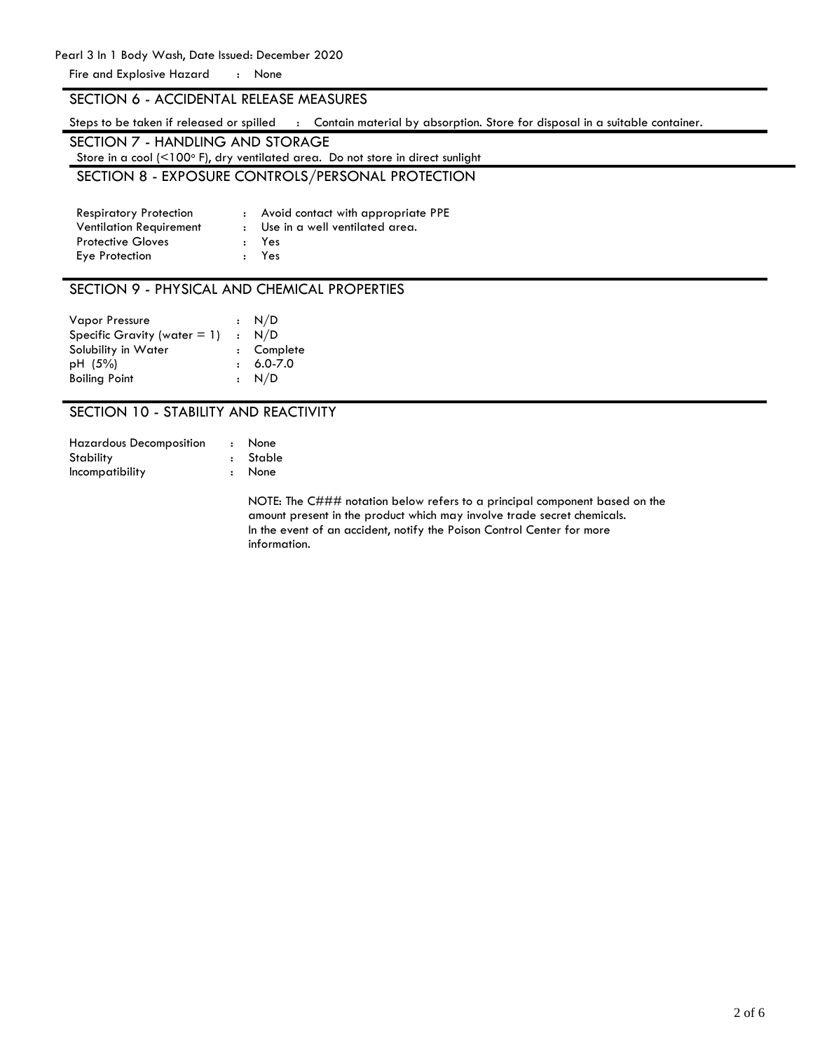Fire and Explosive Hazard : None

## SECTION 6 - ACCIDENTAL RELEASE MEASURES

Steps to be taken if released or spilled : Contain material by absorption. Store for disposal in a suitable container.

## SECTION 7 - HANDLING AND STORAGE

Store in a cool (<100° F), dry ventilated area. Do not store in direct sunlight

## SECTION 8 - EXPOSURE CONTROLS/PERSONAL PROTECTION

| | | |
|---|---|---|
| Respiratory Protection | : | Avoid contact with appropriate PPE |
| Ventilation Requirement | : | Use in a well ventilated area. |
| Protective Gloves | : | Yes |
| Eye Protection | : | Yes |

## SECTION 9 - PHYSICAL AND CHEMICAL PROPERTIES

| | | |
|---|---|---|
| Vapor Pressure | : | N/D |
| Specific Gravity (water = 1) | : | N/D |
| Solubility in Water | : | Complete |
| pH (5%) | : | 6.0-7.0 |
| Boiling Point | : | N/D |

## SECTION 10 - STABILITY AND REACTIVITY

| | | |
|---|---|---|
| Hazardous Decomposition | : | None |
| Stability | : | Stable |
| Incompatibility | : | None |

NOTE: The C### notation below refers to a principal component based on the amount present in the product which may involve trade secret chemicals. In the event of an accident, notify the Poison Control Center for more information.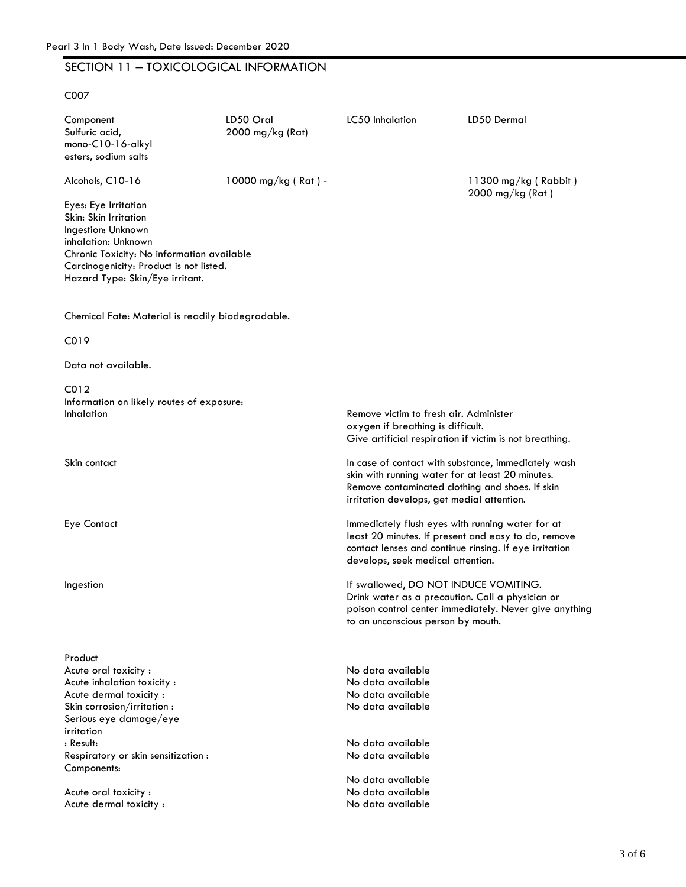## SECTION 11 – TOXICOLOGICAL INFORMATION

C007

| Component | LD50 Oral | LC50 Inhalation | LD50 Dermal |
|---|---|---|---|
| Sulfuric acid, mono-C10-16-alkyl esters, sodium salts | 2000 mg/kg (Rat) | | |
| Alcohols, C10-16 | 10000 mg/kg ( Rat ) - | | 11300 mg/kg ( Rabbit ) 2000 mg/kg (Rat ) |

Eyes: Eye Irritation
Skin: Skin Irritation
Ingestion: Unknown
inhalation: Unknown
Chronic Toxicity: No information available
Carcinogenicity: Product is not listed.
Hazard Type: Skin/Eye irritant.

Chemical Fate: Material is readily biodegradable.

C019

Data not available.

C012

Information on likely routes of exposure:

| | |
|---|---|
| Inhalation | Remove victim to fresh air. Administer oxygen if breathing is difficult. Give artificial respiration if victim is not breathing. |
| Skin contact | In case of contact with substance, immediately wash skin with running water for at least 20 minutes. Remove contaminated clothing and shoes. If skin irritation develops, get medial attention. |
| Eye Contact | Immediately flush eyes with running water for at least 20 minutes. If present and easy to do, remove contact lenses and continue rinsing. If eye irritation develops, seek medical attention. |
| Ingestion | If swallowed, DO NOT INDUCE VOMITING. Drink water as a precaution. Call a physician or poison control center immediately. Never give anything to an unconscious person by mouth. |

| Product | |
|---|---|
| Acute oral toxicity : | No data available |
| Acute inhalation toxicity : | No data available |
| Acute dermal toxicity : | No data available |
| Skin corrosion/irritation : | No data available |
| Serious eye damage/eye irritation : Result: | No data available |
| Respiratory or skin sensitization : | No data available |
| Components: | No data available |
| Acute oral toxicity : | No data available |
| Acute dermal toxicity : | No data available |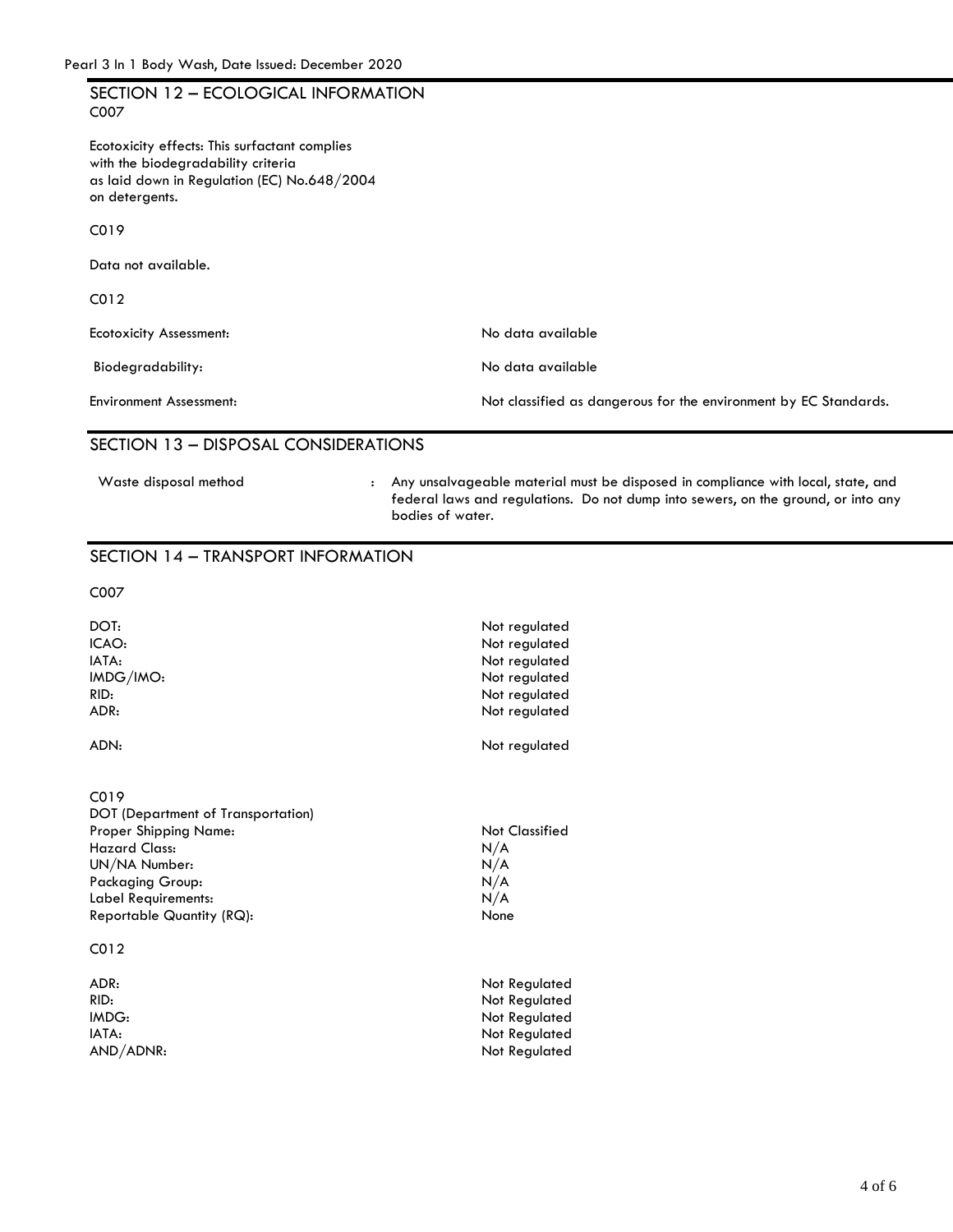## SECTION 12 – ECOLOGICAL INFORMATION

C007

Ecotoxicity effects: This surfactant complies with the biodegradability criteria as laid down in Regulation (EC) No.648/2004 on detergents.

C019

Data not available.

C012

| | |
|---|---|
| Ecotoxicity Assessment: | No data available |
| Biodegradability: | No data available |
| Environment Assessment: | Not classified as dangerous for the environment by EC Standards. |

## SECTION 13 – DISPOSAL CONSIDERATIONS

| | |
|---|---|
| Waste disposal method | : Any unsalvageable material must be disposed in compliance with local, state, and federal laws and regulations. Do not dump into sewers, on the ground, or into any bodies of water. |

## SECTION 14 – TRANSPORT INFORMATION

C007

| | |
|---|---|
| DOT: | Not regulated |
| ICAO: | Not regulated |
| IATA: | Not regulated |
| IMDG/IMO: | Not regulated |
| RID: | Not regulated |
| ADR: | Not regulated |
| ADN: | Not regulated |

C019

DOT (Department of Transportation)

| | |
|---|---|
| Proper Shipping Name: | Not Classified |
| Hazard Class: | N/A |
| UN/NA Number: | N/A |
| Packaging Group: | N/A |
| Label Requirements: | N/A |
| Reportable Quantity (RQ): | None |

C012

| | |
|---|---|
| ADR: | Not Regulated |
| RID: | Not Regulated |
| IMDG: | Not Regulated |
| IATA: | Not Regulated |
| AND/ADNR: | Not Regulated |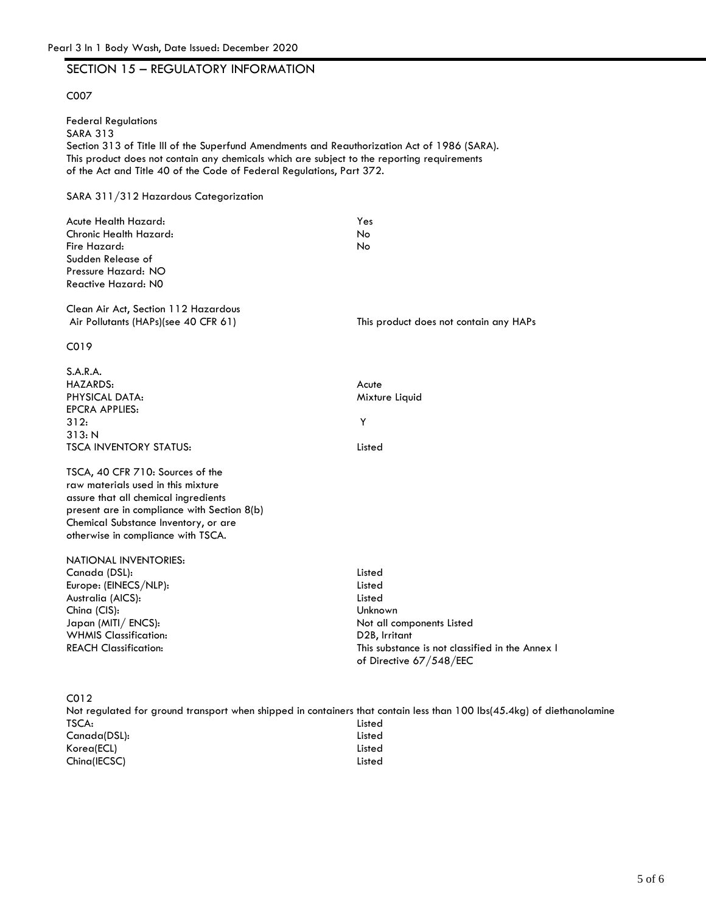## SECTION 15 – REGULATORY INFORMATION

C007

Federal Regulations
SARA 313
Section 313 of Title III of the Superfund Amendments and Reauthorization Act of 1986 (SARA).
This product does not contain any chemicals which are subject to the reporting requirements
of the Act and Title 40 of the Code of Federal Regulations, Part 372.

SARA 311/312 Hazardous Categorization

| | |
|---|---|
| Acute Health Hazard: | Yes |
| Chronic Health Hazard: | No |
| Fire Hazard: | No |
| Sudden Release of Pressure Hazard: NO | |
| Reactive Hazard: N0 | |
| Clean Air Act, Section 112 Hazardous Air Pollutants (HAPs)(see 40 CFR 61) | This product does not contain any HAPs |

C019

| | |
|---|---|
| S.A.R.A. | |
| HAZARDS: | Acute |
| PHYSICAL DATA: | Mixture Liquid |
| EPCRA APPLIES: | |
| 312: | Y |
| 313: N | |
| TSCA INVENTORY STATUS: | Listed |

TSCA, 40 CFR 710: Sources of the raw materials used in this mixture assure that all chemical ingredients present are in compliance with Section 8(b) Chemical Substance Inventory, or are otherwise in compliance with TSCA.

| NATIONAL INVENTORIES: | |
|---|---|
| Canada (DSL): | Listed |
| Europe: (EINECS/NLP): | Listed |
| Australia (AICS): | Listed |
| China (CIS): | Unknown |
| Japan (MITI/ ENCS): | Not all components Listed |
| WHMIS Classification: | D2B, Irritant |
| REACH Classification: | This substance is not classified in the Annex I of Directive 67/548/EEC |

C012

Not regulated for ground transport when shipped in containers that contain less than 100 lbs(45.4kg) of diethanolamine

| | |
|---|---|
| TSCA: | Listed |
| Canada(DSL): | Listed |
| Korea(ECL) | Listed |
| China(IECSC) | Listed |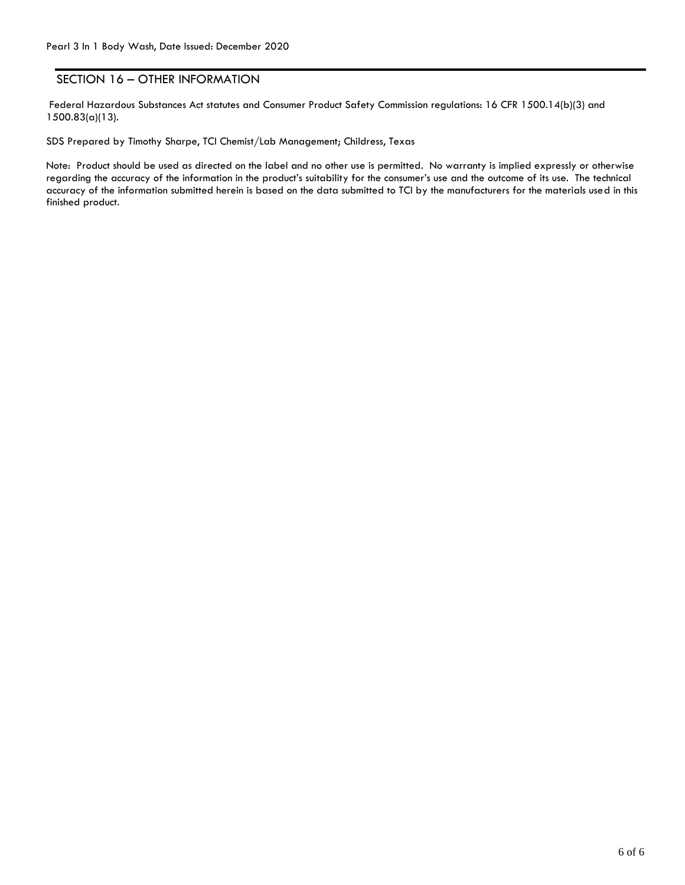## SECTION 16 – OTHER INFORMATION

Federal Hazardous Substances Act statutes and Consumer Product Safety Commission regulations: 16 CFR 1500.14(b)(3) and 1500.83(a)(13).

SDS Prepared by Timothy Sharpe, TCI Chemist/Lab Management; Childress, Texas

Note: Product should be used as directed on the label and no other use is permitted. No warranty is implied expressly or otherwise regarding the accuracy of the information in the product's suitability for the consumer's use and the outcome of its use. The technical accuracy of the information submitted herein is based on the data submitted to TCI by the manufacturers for the materials used in this finished product.